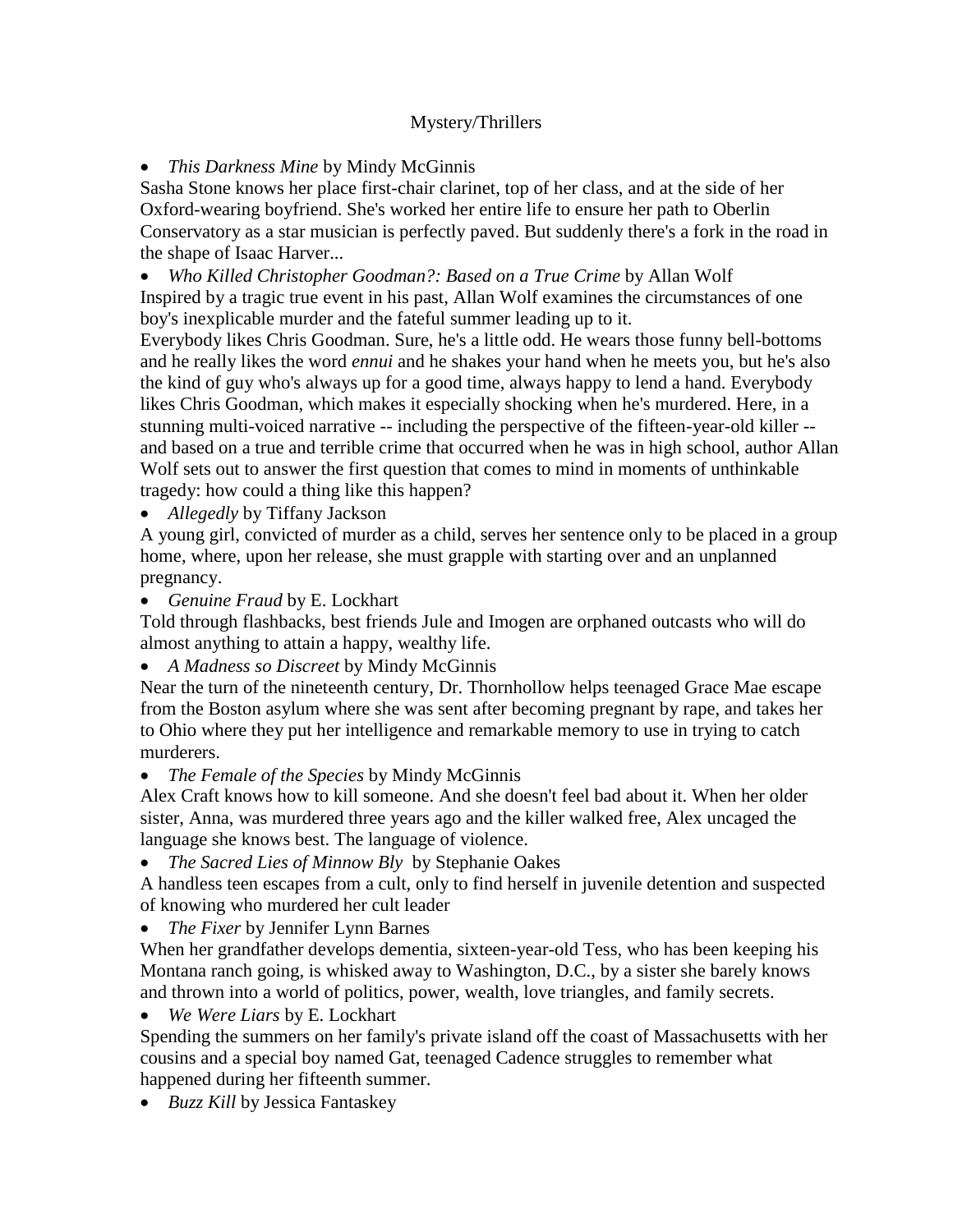# Mystery/Thrillers

- *This Darkness Mine* by Mindy McGinnis

Sasha Stone knows her place first-chair clarinet, top of her class, and at the side of her Oxford-wearing boyfriend. She's worked her entire life to ensure her path to Oberlin Conservatory as a star musician is perfectly paved. But suddenly there's a fork in the road in the shape of Isaac Harver...

- *Who Killed Christopher Goodman?: Based on a True Crime* by Allan Wolf

Inspired by a tragic true event in his past, Allan Wolf examines the circumstances of one boy's inexplicable murder and the fateful summer leading up to it.

Everybody likes Chris Goodman. Sure, he's a little odd. He wears those funny bell-bottoms and he really likes the word *ennui* and he shakes your hand when he meets you, but he's also the kind of guy who's always up for a good time, always happy to lend a hand. Everybody likes Chris Goodman, which makes it especially shocking when he's murdered. Here, in a stunning multi-voiced narrative -- including the perspective of the fifteen-year-old killer -- and based on a true and terrible crime that occurred when he was in high school, author Allan Wolf sets out to answer the first question that comes to mind in moments of unthinkable tragedy: how could a thing like this happen?

- *Allegedly* by Tiffany Jackson

A young girl, convicted of murder as a child, serves her sentence only to be placed in a group home, where, upon her release, she must grapple with starting over and an unplanned pregnancy.

- *Genuine Fraud* by E. Lockhart

Told through flashbacks, best friends Jule and Imogen are orphaned outcasts who will do almost anything to attain a happy, wealthy life.

- *A Madness so Discreet* by Mindy McGinnis

Near the turn of the nineteenth century, Dr. Thornhollow helps teenaged Grace Mae escape from the Boston asylum where she was sent after becoming pregnant by rape, and takes her to Ohio where they put her intelligence and remarkable memory to use in trying to catch murderers.

- *The Female of the Species* by Mindy McGinnis

Alex Craft knows how to kill someone. And she doesn't feel bad about it. When her older sister, Anna, was murdered three years ago and the killer walked free, Alex uncaged the language she knows best. The language of violence.

- *The Sacred Lies of Minnow Bly* by Stephanie Oakes

A handless teen escapes from a cult, only to find herself in juvenile detention and suspected of knowing who murdered her cult leader

- *The Fixer* by Jennifer Lynn Barnes

When her grandfather develops dementia, sixteen-year-old Tess, who has been keeping his Montana ranch going, is whisked away to Washington, D.C., by a sister she barely knows and thrown into a world of politics, power, wealth, love triangles, and family secrets.

- *We Were Liars* by E. Lockhart

Spending the summers on her family's private island off the coast of Massachusetts with her cousins and a special boy named Gat, teenaged Cadence struggles to remember what happened during her fifteenth summer.

- *Buzz Kill* by Jessica Fantaskey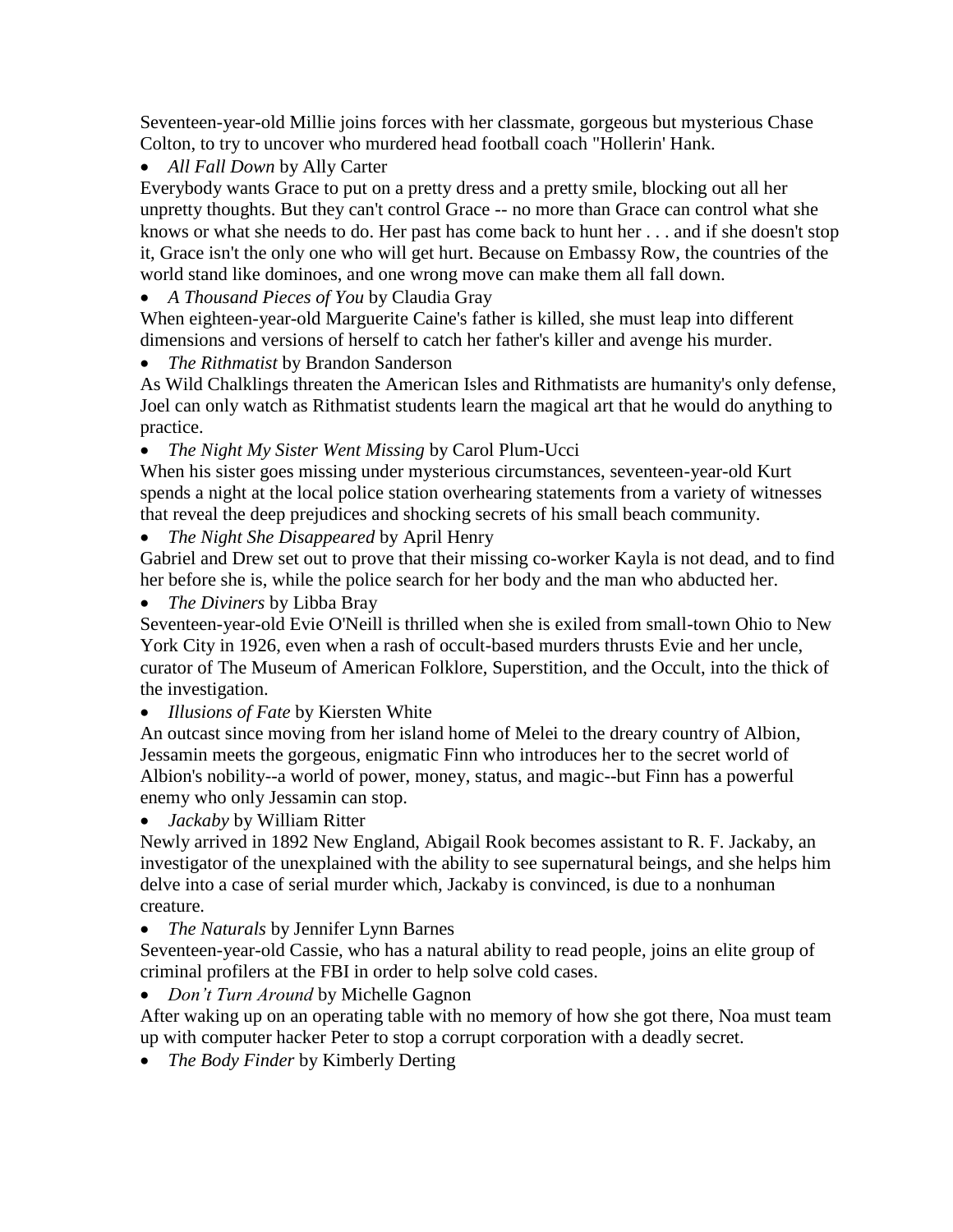Seventeen-year-old Millie joins forces with her classmate, gorgeous but mysterious Chase Colton, to try to uncover who murdered head football coach "Hollerin' Hank.

- *All Fall Down* by Ally Carter

Everybody wants Grace to put on a pretty dress and a pretty smile, blocking out all her unpretty thoughts. But they can't control Grace -- no more than Grace can control what she knows or what she needs to do. Her past has come back to hunt her . . . and if she doesn't stop it, Grace isn't the only one who will get hurt. Because on Embassy Row, the countries of the world stand like dominoes, and one wrong move can make them all fall down.

- *A Thousand Pieces of You* by Claudia Gray

When eighteen-year-old Marguerite Caine's father is killed, she must leap into different dimensions and versions of herself to catch her father's killer and avenge his murder.

- *The Rithmatist* by Brandon Sanderson

As Wild Chalklings threaten the American Isles and Rithmatists are humanity's only defense, Joel can only watch as Rithmatist students learn the magical art that he would do anything to practice.

- *The Night My Sister Went Missing* by Carol Plum-Ucci

When his sister goes missing under mysterious circumstances, seventeen-year-old Kurt spends a night at the local police station overhearing statements from a variety of witnesses that reveal the deep prejudices and shocking secrets of his small beach community.

- *The Night She Disappeared* by April Henry

Gabriel and Drew set out to prove that their missing co-worker Kayla is not dead, and to find her before she is, while the police search for her body and the man who abducted her.

- *The Diviners* by Libba Bray

Seventeen-year-old Evie O'Neill is thrilled when she is exiled from small-town Ohio to New York City in 1926, even when a rash of occult-based murders thrusts Evie and her uncle, curator of The Museum of American Folklore, Superstition, and the Occult, into the thick of the investigation.

- *Illusions of Fate* by Kiersten White

An outcast since moving from her island home of Melei to the dreary country of Albion, Jessamin meets the gorgeous, enigmatic Finn who introduces her to the secret world of Albion's nobility--a world of power, money, status, and magic--but Finn has a powerful enemy who only Jessamin can stop.

- *Jackaby* by William Ritter

Newly arrived in 1892 New England, Abigail Rook becomes assistant to R. F. Jackaby, an investigator of the unexplained with the ability to see supernatural beings, and she helps him delve into a case of serial murder which, Jackaby is convinced, is due to a nonhuman creature.

- *The Naturals* by Jennifer Lynn Barnes

Seventeen-year-old Cassie, who has a natural ability to read people, joins an elite group of criminal profilers at the FBI in order to help solve cold cases.

- *Don't Turn Around* by Michelle Gagnon

After waking up on an operating table with no memory of how she got there, Noa must team up with computer hacker Peter to stop a corrupt corporation with a deadly secret.

- *The Body Finder* by Kimberly Derting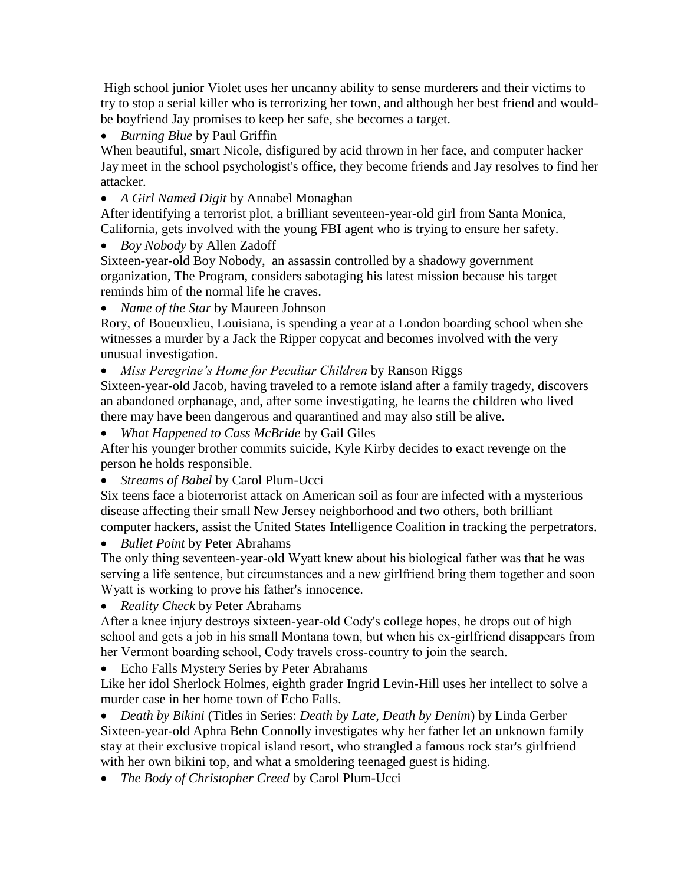High school junior Violet uses her uncanny ability to sense murderers and their victims to try to stop a serial killer who is terrorizing her town, and although her best friend and would-be boyfriend Jay promises to keep her safe, she becomes a target.

- *Burning Blue* by Paul Griffin

When beautiful, smart Nicole, disfigured by acid thrown in her face, and computer hacker Jay meet in the school psychologist's office, they become friends and Jay resolves to find her attacker.

- *A Girl Named Digit* by Annabel Monaghan

After identifying a terrorist plot, a brilliant seventeen-year-old girl from Santa Monica, California, gets involved with the young FBI agent who is trying to ensure her safety.

- *Boy Nobody* by Allen Zadoff

Sixteen-year-old Boy Nobody, an assassin controlled by a shadowy government organization, The Program, considers sabotaging his latest mission because his target reminds him of the normal life he craves.

- *Name of the Star* by Maureen Johnson

Rory, of Boueuxlieu, Louisiana, is spending a year at a London boarding school when she witnesses a murder by a Jack the Ripper copycat and becomes involved with the very unusual investigation.

- *Miss Peregrine's Home for Peculiar Children* by Ranson Riggs

Sixteen-year-old Jacob, having traveled to a remote island after a family tragedy, discovers an abandoned orphanage, and, after some investigating, he learns the children who lived there may have been dangerous and quarantined and may also still be alive.

- *What Happened to Cass McBride* by Gail Giles

After his younger brother commits suicide, Kyle Kirby decides to exact revenge on the person he holds responsible.

- *Streams of Babel* by Carol Plum-Ucci

Six teens face a bioterrorist attack on American soil as four are infected with a mysterious disease affecting their small New Jersey neighborhood and two others, both brilliant computer hackers, assist the United States Intelligence Coalition in tracking the perpetrators.

- *Bullet Point* by Peter Abrahams

The only thing seventeen-year-old Wyatt knew about his biological father was that he was serving a life sentence, but circumstances and a new girlfriend bring them together and soon Wyatt is working to prove his father's innocence.

- *Reality Check* by Peter Abrahams

After a knee injury destroys sixteen-year-old Cody's college hopes, he drops out of high school and gets a job in his small Montana town, but when his ex-girlfriend disappears from her Vermont boarding school, Cody travels cross-country to join the search.

- Echo Falls Mystery Series by Peter Abrahams

Like her idol Sherlock Holmes, eighth grader Ingrid Levin-Hill uses her intellect to solve a murder case in her home town of Echo Falls.

- *Death by Bikini* (Titles in Series: *Death by Late, Death by Denim*) by Linda Gerber

Sixteen-year-old Aphra Behn Connolly investigates why her father let an unknown family stay at their exclusive tropical island resort, who strangled a famous rock star's girlfriend with her own bikini top, and what a smoldering teenaged guest is hiding.

- *The Body of Christopher Creed* by Carol Plum-Ucci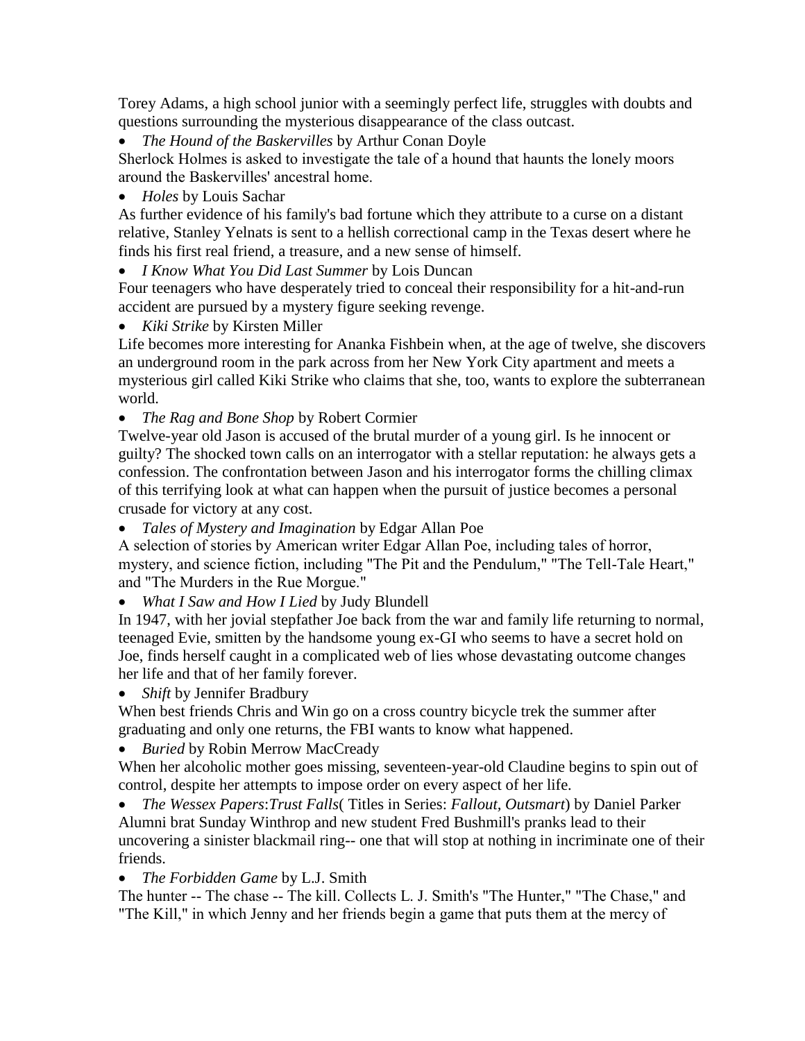Torey Adams, a high school junior with a seemingly perfect life, struggles with doubts and questions surrounding the mysterious disappearance of the class outcast.

- *The Hound of the Baskervilles* by Arthur Conan Doyle

Sherlock Holmes is asked to investigate the tale of a hound that haunts the lonely moors around the Baskervilles' ancestral home.

- *Holes* by Louis Sachar

As further evidence of his family's bad fortune which they attribute to a curse on a distant relative, Stanley Yelnats is sent to a hellish correctional camp in the Texas desert where he finds his first real friend, a treasure, and a new sense of himself.

- *I Know What You Did Last Summer* by Lois Duncan

Four teenagers who have desperately tried to conceal their responsibility for a hit-and-run accident are pursued by a mystery figure seeking revenge.

- *Kiki Strike* by Kirsten Miller

Life becomes more interesting for Ananka Fishbein when, at the age of twelve, she discovers an underground room in the park across from her New York City apartment and meets a mysterious girl called Kiki Strike who claims that she, too, wants to explore the subterranean world.

- *The Rag and Bone Shop* by Robert Cormier

Twelve-year old Jason is accused of the brutal murder of a young girl. Is he innocent or guilty? The shocked town calls on an interrogator with a stellar reputation: he always gets a confession. The confrontation between Jason and his interrogator forms the chilling climax of this terrifying look at what can happen when the pursuit of justice becomes a personal crusade for victory at any cost.

- *Tales of Mystery and Imagination* by Edgar Allan Poe

A selection of stories by American writer Edgar Allan Poe, including tales of horror, mystery, and science fiction, including "The Pit and the Pendulum," "The Tell-Tale Heart," and "The Murders in the Rue Morgue."

- *What I Saw and How I Lied* by Judy Blundell

In 1947, with her jovial stepfather Joe back from the war and family life returning to normal, teenaged Evie, smitten by the handsome young ex-GI who seems to have a secret hold on Joe, finds herself caught in a complicated web of lies whose devastating outcome changes her life and that of her family forever.

- *Shift* by Jennifer Bradbury

When best friends Chris and Win go on a cross country bicycle trek the summer after graduating and only one returns, the FBI wants to know what happened.

- *Buried* by Robin Merrow MacCready

When her alcoholic mother goes missing, seventeen-year-old Claudine begins to spin out of control, despite her attempts to impose order on every aspect of her life.

- *The Wessex Papers*:*Trust Falls*( Titles in Series: *Fallout, Outsmart*) by Daniel Parker

Alumni brat Sunday Winthrop and new student Fred Bushmill's pranks lead to their uncovering a sinister blackmail ring-- one that will stop at nothing in incriminate one of their friends.

- *The Forbidden Game* by L.J. Smith

The hunter -- The chase -- The kill. Collects L. J. Smith's "The Hunter," "The Chase," and "The Kill," in which Jenny and her friends begin a game that puts them at the mercy of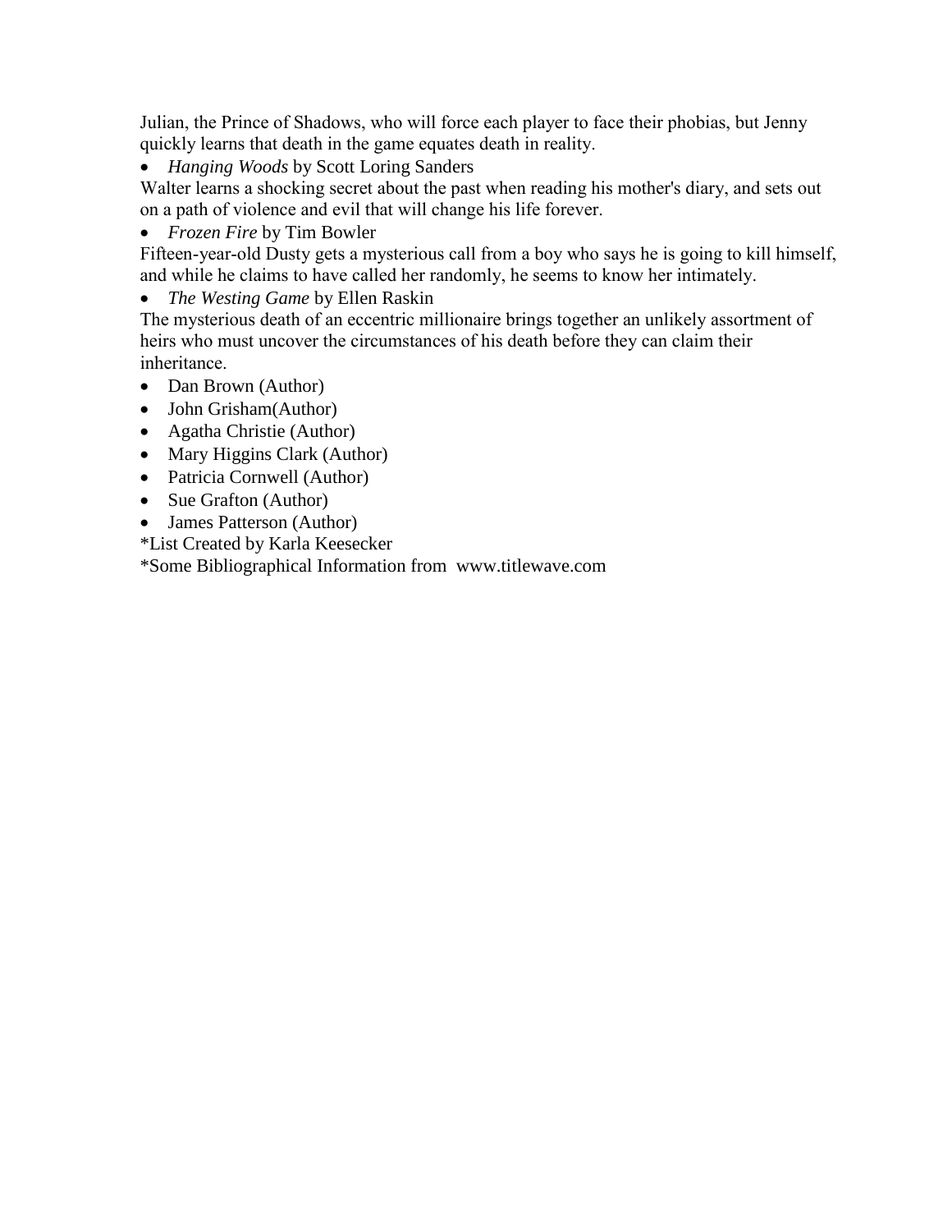Julian, the Prince of Shadows, who will force each player to face their phobias, but Jenny quickly learns that death in the game equates death in reality.

- *Hanging Woods* by Scott Loring Sanders

Walter learns a shocking secret about the past when reading his mother's diary, and sets out on a path of violence and evil that will change his life forever.

- *Frozen Fire* by Tim Bowler

Fifteen-year-old Dusty gets a mysterious call from a boy who says he is going to kill himself, and while he claims to have called her randomly, he seems to know her intimately.

- *The Westing Game* by Ellen Raskin

The mysterious death of an eccentric millionaire brings together an unlikely assortment of heirs who must uncover the circumstances of his death before they can claim their inheritance.

- Dan Brown (Author)
- John Grisham(Author)
- Agatha Christie (Author)
- Mary Higgins Clark (Author)
- Patricia Cornwell (Author)
- Sue Grafton (Author)
- James Patterson (Author)

*List Created by Karla Keesecker

*Some Bibliographical Information from www.titlewave.com